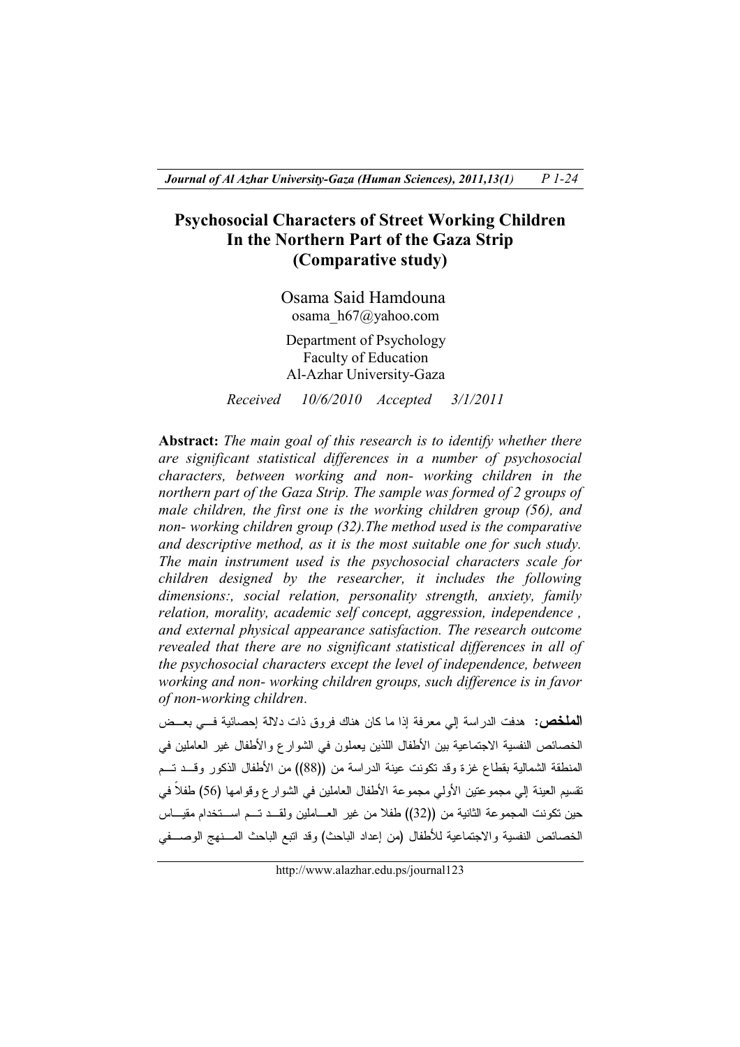# Psychosocial Characters of Street Working Children In the Northern Part of the Gaza Strip (Comparative study)

Osama Said Hamdouna
osama_h67@yahoo.com

Department of Psychology
Faculty of Education
Al-Azhar University-Gaza

*Received 10/6/2010 Accepted 3/1/2011*

**Abstract:** *The main goal of this research is to identify whether there are significant statistical differences in a number of psychosocial characters, between working and non- working children in the northern part of the Gaza Strip. The sample was formed of 2 groups of male children, the first one is the working children group (56), and non- working children group (32).The method used is the comparative and descriptive method, as it is the most suitable one for such study. The main instrument used is the psychosocial characters scale for children designed by the researcher, it includes the following dimensions:, social relation, personality strength, anxiety, family relation, morality, academic self concept, aggression, independence , and external physical appearance satisfaction. The research outcome revealed that there are no significant statistical differences in all of the psychosocial characters except the level of independence, between working and non- working children groups, such difference is in favor of non-working children.*

**الملخص:** هدفت الدراسة إلي معرفة إذا ما كان هناك فروق ذات دلالة إحصائية في بعض الخصائص النفسية الاجتماعية بين الأطفال اللذين يعملون في الشوارع والأطفال غير العاملين في المنطقة الشمالية بقطاع غزة وقد تكونت عينة الدراسة من ((88)) من الأطفال الذكور وقد تم تقسيم العينة إلي مجموعتين الأولي مجموعة الأطفال العاملين في الشوارع وقوامها (56) طفلاً في حين تكونت المجموعة الثانية من ((32)) طفلا من غير العاملين ولقد تم استخدام مقياس الخصائص النفسية والاجتماعية للأطفال (من إعداد الباحث) وقد اتبع الباحث المنهج الوصفي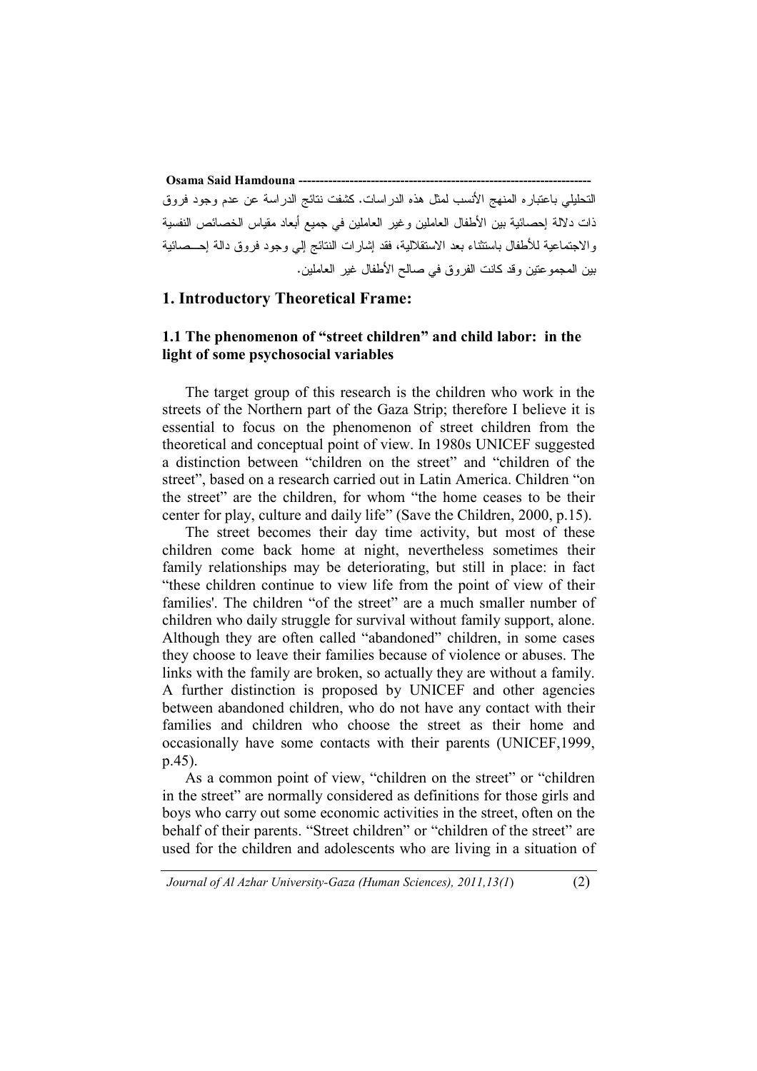التحليلي باعتباره المنهج الأنسب لمثل هذه الدراسات. كشفت نتائج الدراسة عن عدم وجود فروق ذات دلالة إحصائية بين الأطفال العاملين وغير العاملين في جميع أبعاد مقياس الخصائص النفسية والاجتماعية للأطفال باستثناء بعد الاستقلالية، فقد إشارات النتائج إلي وجود فروق دالة إحـصائية بين المجموعتين وقد كانت الفروق في صالح الأطفال غير العاملين.

## 1. Introductory Theoretical Frame:

### 1.1 The phenomenon of "street children" and child labor: in the light of some psychosocial variables

The target group of this research is the children who work in the streets of the Northern part of the Gaza Strip; therefore I believe it is essential to focus on the phenomenon of street children from the theoretical and conceptual point of view. In 1980s UNICEF suggested a distinction between "children on the street" and "children of the street", based on a research carried out in Latin America. Children "on the street" are the children, for whom "the home ceases to be their center for play, culture and daily life" (Save the Children, 2000, p.15).

The street becomes their day time activity, but most of these children come back home at night, nevertheless sometimes their family relationships may be deteriorating, but still in place: in fact "these children continue to view life from the point of view of their families'. The children "of the street" are a much smaller number of children who daily struggle for survival without family support, alone. Although they are often called "abandoned" children, in some cases they choose to leave their families because of violence or abuses. The links with the family are broken, so actually they are without a family. A further distinction is proposed by UNICEF and other agencies between abandoned children, who do not have any contact with their families and children who choose the street as their home and occasionally have some contacts with their parents (UNICEF,1999, p.45).

As a common point of view, "children on the street" or "children in the street" are normally considered as definitions for those girls and boys who carry out some economic activities in the street, often on the behalf of their parents. "Street children" or "children of the street" are used for the children and adolescents who are living in a situation of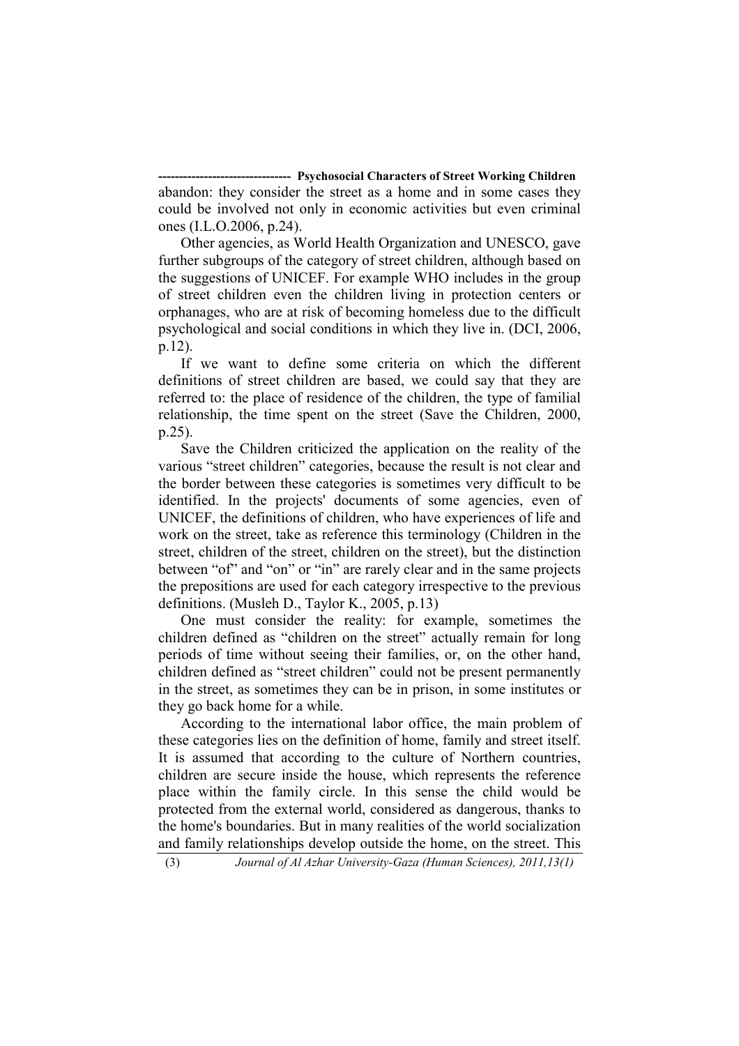abandon: they consider the street as a home and in some cases they could be involved not only in economic activities but even criminal ones (I.L.O.2006, p.24).

Other agencies, as World Health Organization and UNESCO, gave further subgroups of the category of street children, although based on the suggestions of UNICEF. For example WHO includes in the group of street children even the children living in protection centers or orphanages, who are at risk of becoming homeless due to the difficult psychological and social conditions in which they live in. (DCI, 2006, p.12).

If we want to define some criteria on which the different definitions of street children are based, we could say that they are referred to: the place of residence of the children, the type of familial relationship, the time spent on the street (Save the Children, 2000, p.25).

Save the Children criticized the application on the reality of the various "street children" categories, because the result is not clear and the border between these categories is sometimes very difficult to be identified. In the projects' documents of some agencies, even of UNICEF, the definitions of children, who have experiences of life and work on the street, take as reference this terminology (Children in the street, children of the street, children on the street), but the distinction between "of" and "on" or "in" are rarely clear and in the same projects the prepositions are used for each category irrespective to the previous definitions. (Musleh D., Taylor K., 2005, p.13)

One must consider the reality: for example, sometimes the children defined as "children on the street" actually remain for long periods of time without seeing their families, or, on the other hand, children defined as "street children" could not be present permanently in the street, as sometimes they can be in prison, in some institutes or they go back home for a while.

According to the international labor office, the main problem of these categories lies on the definition of home, family and street itself. It is assumed that according to the culture of Northern countries, children are secure inside the house, which represents the reference place within the family circle. In this sense the child would be protected from the external world, considered as dangerous, thanks to the home's boundaries. But in many realities of the world socialization and family relationships develop outside the home, on the street. This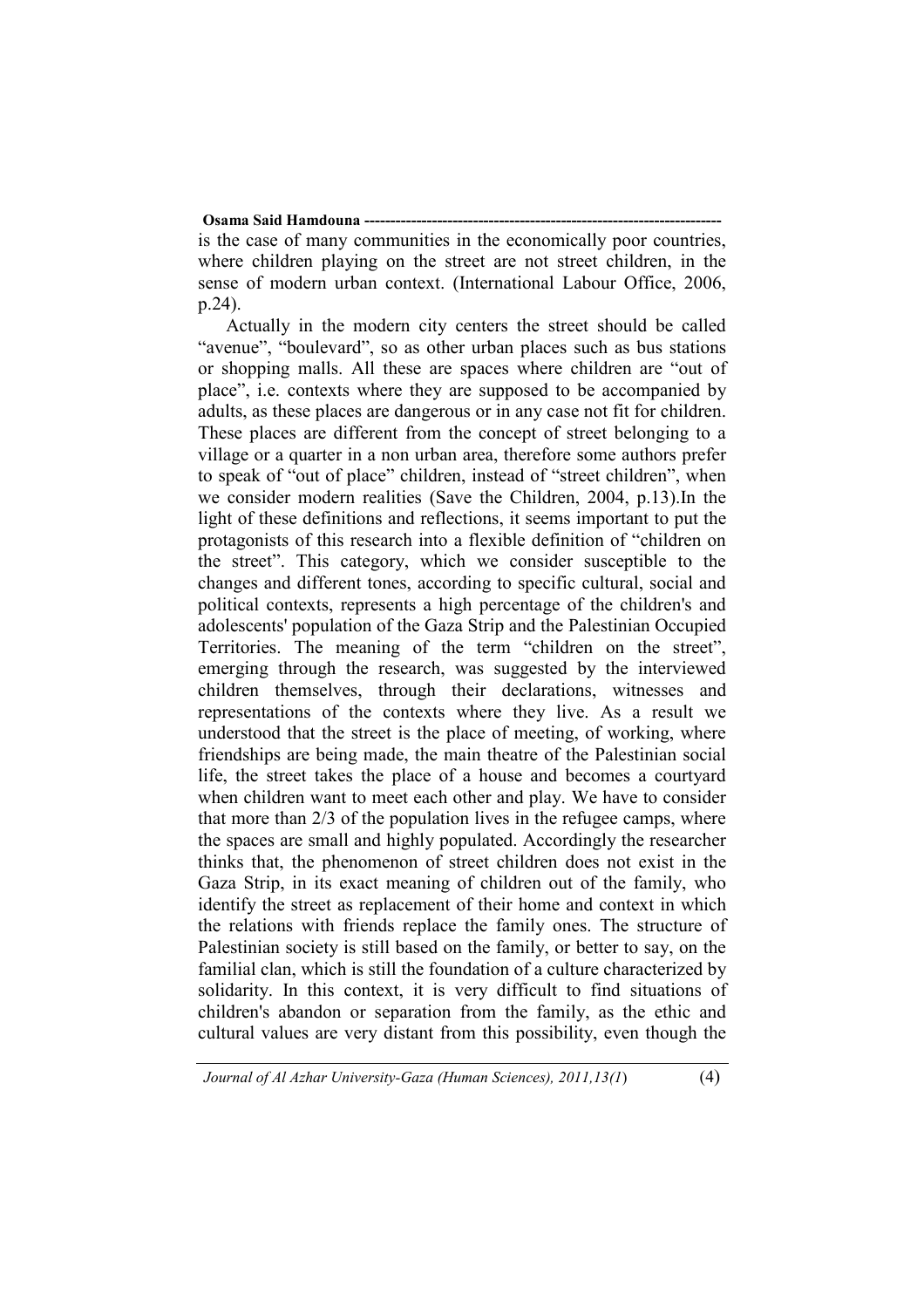is the case of many communities in the economically poor countries, where children playing on the street are not street children, in the sense of modern urban context. (International Labour Office, 2006, p.24).

Actually in the modern city centers the street should be called "avenue", "boulevard", so as other urban places such as bus stations or shopping malls. All these are spaces where children are "out of place", i.e. contexts where they are supposed to be accompanied by adults, as these places are dangerous or in any case not fit for children. These places are different from the concept of street belonging to a village or a quarter in a non urban area, therefore some authors prefer to speak of "out of place" children, instead of "street children", when we consider modern realities (Save the Children, 2004, p.13).In the light of these definitions and reflections, it seems important to put the protagonists of this research into a flexible definition of "children on the street". This category, which we consider susceptible to the changes and different tones, according to specific cultural, social and political contexts, represents a high percentage of the children's and adolescents' population of the Gaza Strip and the Palestinian Occupied Territories. The meaning of the term "children on the street", emerging through the research, was suggested by the interviewed children themselves, through their declarations, witnesses and representations of the contexts where they live. As a result we understood that the street is the place of meeting, of working, where friendships are being made, the main theatre of the Palestinian social life, the street takes the place of a house and becomes a courtyard when children want to meet each other and play. We have to consider that more than 2/3 of the population lives in the refugee camps, where the spaces are small and highly populated. Accordingly the researcher thinks that, the phenomenon of street children does not exist in the Gaza Strip, in its exact meaning of children out of the family, who identify the street as replacement of their home and context in which the relations with friends replace the family ones. The structure of Palestinian society is still based on the family, or better to say, on the familial clan, which is still the foundation of a culture characterized by solidarity. In this context, it is very difficult to find situations of children's abandon or separation from the family, as the ethic and cultural values are very distant from this possibility, even though the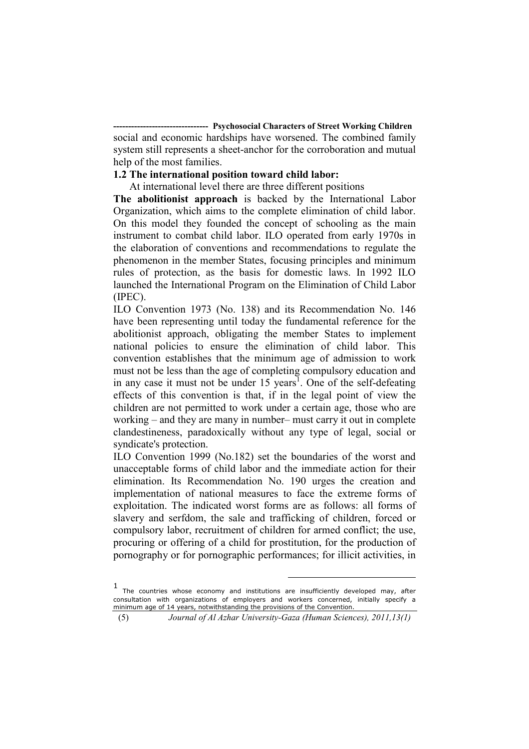social and economic hardships have worsened. The combined family system still represents a sheet-anchor for the corroboration and mutual help of the most families.

**1.2 The international position toward child labor:**

At international level there are three different positions

**The abolitionist approach** is backed by the International Labor Organization, which aims to the complete elimination of child labor. On this model they founded the concept of schooling as the main instrument to combat child labor. ILO operated from early 1970s in the elaboration of conventions and recommendations to regulate the phenomenon in the member States, focusing principles and minimum rules of protection, as the basis for domestic laws. In 1992 ILO launched the International Program on the Elimination of Child Labor (IPEC).

ILO Convention 1973 (No. 138) and its Recommendation No. 146 have been representing until today the fundamental reference for the abolitionist approach, obligating the member States to implement national policies to ensure the elimination of child labor. This convention establishes that the minimum age of admission to work must not be less than the age of completing compulsory education and in any case it must not be under 15 years[1]. One of the self-defeating effects of this convention is that, if in the legal point of view the children are not permitted to work under a certain age, those who are working – and they are many in number– must carry it out in complete clandestineness, paradoxically without any type of legal, social or syndicate's protection.

ILO Convention 1999 (No.182) set the boundaries of the worst and unacceptable forms of child labor and the immediate action for their elimination. Its Recommendation No. 190 urges the creation and implementation of national measures to face the extreme forms of exploitation. The indicated worst forms are as follows: all forms of slavery and serfdom, the sale and trafficking of children, forced or compulsory labor, recruitment of children for armed conflict; the use, procuring or offering of a child for prostitution, for the production of pornography or for pornographic performances; for illicit activities, in

---

[1] The countries whose economy and institutions are insufficiently developed may, after consultation with organizations of employers and workers concerned, initially specify a minimum age of 14 years, notwithstanding the provisions of the Convention.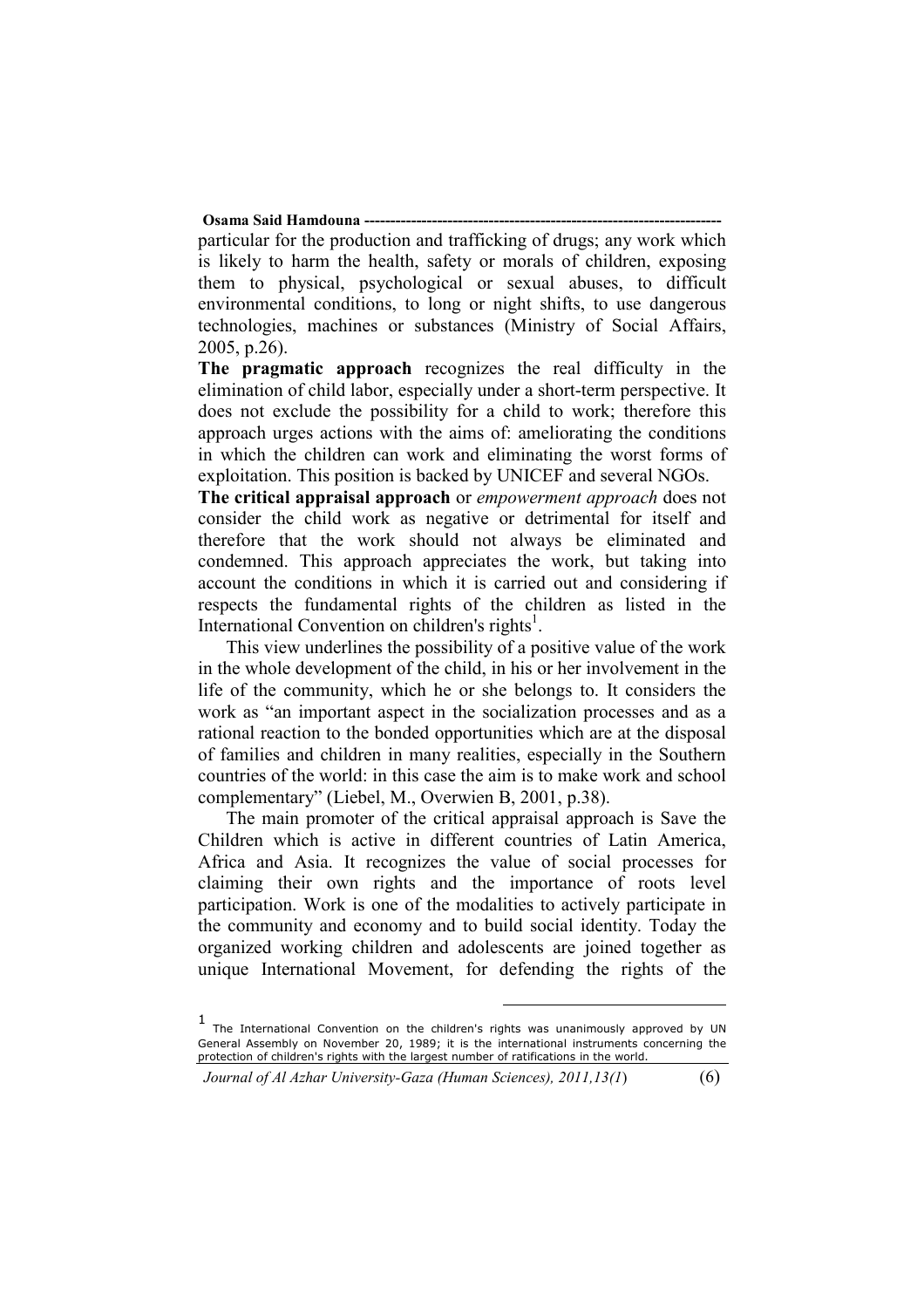particular for the production and trafficking of drugs; any work which is likely to harm the health, safety or morals of children, exposing them to physical, psychological or sexual abuses, to difficult environmental conditions, to long or night shifts, to use dangerous technologies, machines or substances (Ministry of Social Affairs, 2005, p.26).

**The pragmatic approach** recognizes the real difficulty in the elimination of child labor, especially under a short-term perspective. It does not exclude the possibility for a child to work; therefore this approach urges actions with the aims of: ameliorating the conditions in which the children can work and eliminating the worst forms of exploitation. This position is backed by UNICEF and several NGOs.

**The critical appraisal approach** or *empowerment approach* does not consider the child work as negative or detrimental for itself and therefore that the work should not always be eliminated and condemned. This approach appreciates the work, but taking into account the conditions in which it is carried out and considering if respects the fundamental rights of the children as listed in the International Convention on children's rights[1].

This view underlines the possibility of a positive value of the work in the whole development of the child, in his or her involvement in the life of the community, which he or she belongs to. It considers the work as "an important aspect in the socialization processes and as a rational reaction to the bonded opportunities which are at the disposal of families and children in many realities, especially in the Southern countries of the world: in this case the aim is to make work and school complementary" (Liebel, M., Overwien B, 2001, p.38).

The main promoter of the critical appraisal approach is Save the Children which is active in different countries of Latin America, Africa and Asia. It recognizes the value of social processes for claiming their own rights and the importance of roots level participation. Work is one of the modalities to actively participate in the community and economy and to build social identity. Today the organized working children and adolescents are joined together as unique International Movement, for defending the rights of the

[1] The International Convention on the children's rights was unanimously approved by UN General Assembly on November 20, 1989; it is the international instruments concerning the protection of children's rights with the largest number of ratifications in the world.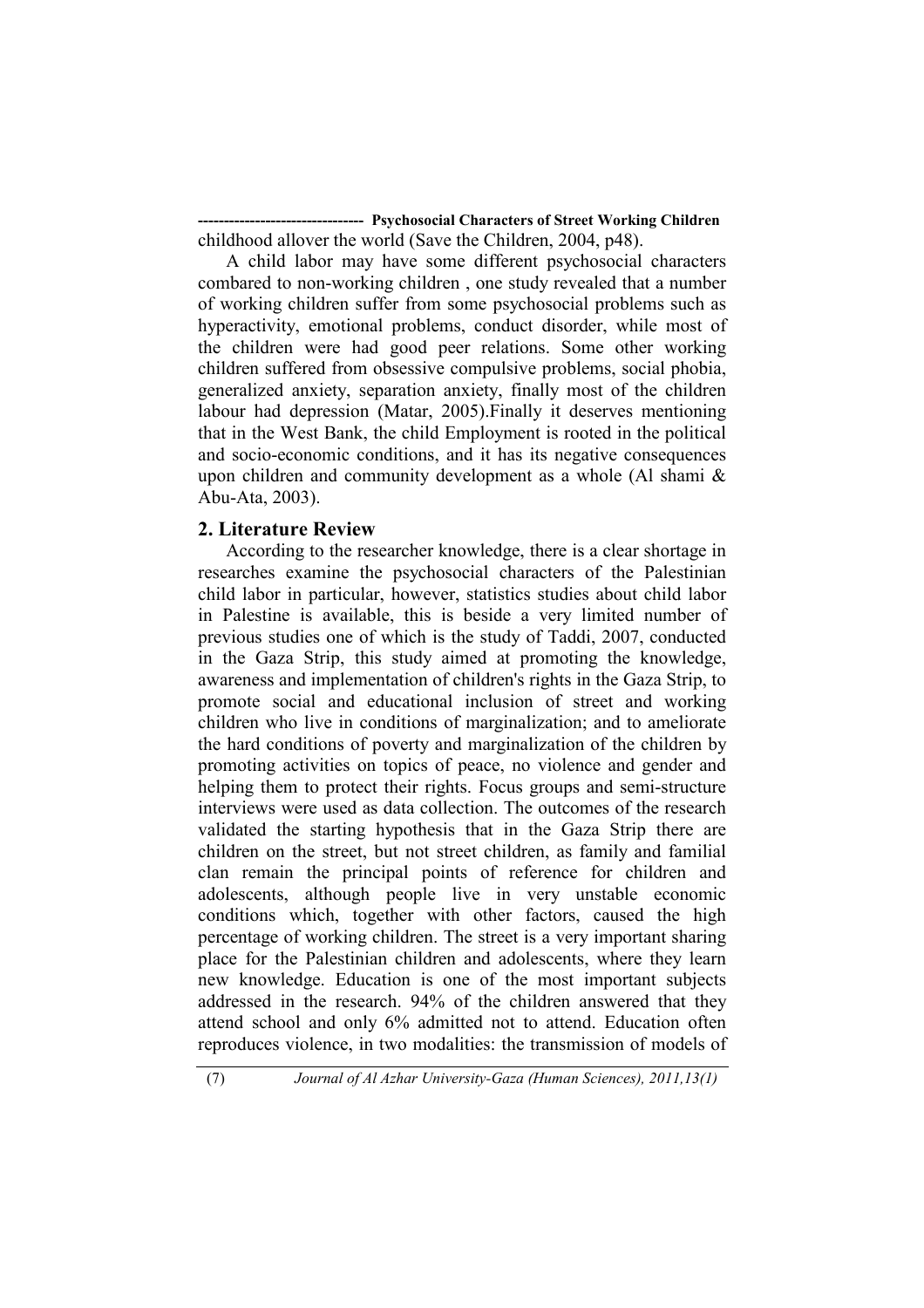childhood allover the world (Save the Children, 2004, p48).

A child labor may have some different psychosocial characters combared to non-working children , one study revealed that a number of working children suffer from some psychosocial problems such as hyperactivity, emotional problems, conduct disorder, while most of the children were had good peer relations. Some other working children suffered from obsessive compulsive problems, social phobia, generalized anxiety, separation anxiety, finally most of the children labour had depression (Matar, 2005).Finally it deserves mentioning that in the West Bank, the child Employment is rooted in the political and socio-economic conditions, and it has its negative consequences upon children and community development as a whole (Al shami & Abu-Ata, 2003).

## 2. Literature Review

According to the researcher knowledge, there is a clear shortage in researches examine the psychosocial characters of the Palestinian child labor in particular, however, statistics studies about child labor in Palestine is available, this is beside a very limited number of previous studies one of which is the study of Taddi, 2007, conducted in the Gaza Strip, this study aimed at promoting the knowledge, awareness and implementation of children's rights in the Gaza Strip, to promote social and educational inclusion of street and working children who live in conditions of marginalization; and to ameliorate the hard conditions of poverty and marginalization of the children by promoting activities on topics of peace, no violence and gender and helping them to protect their rights. Focus groups and semi-structure interviews were used as data collection. The outcomes of the research validated the starting hypothesis that in the Gaza Strip there are children on the street, but not street children, as family and familial clan remain the principal points of reference for children and adolescents, although people live in very unstable economic conditions which, together with other factors, caused the high percentage of working children. The street is a very important sharing place for the Palestinian children and adolescents, where they learn new knowledge. Education is one of the most important subjects addressed in the research. 94% of the children answered that they attend school and only 6% admitted not to attend. Education often reproduces violence, in two modalities: the transmission of models of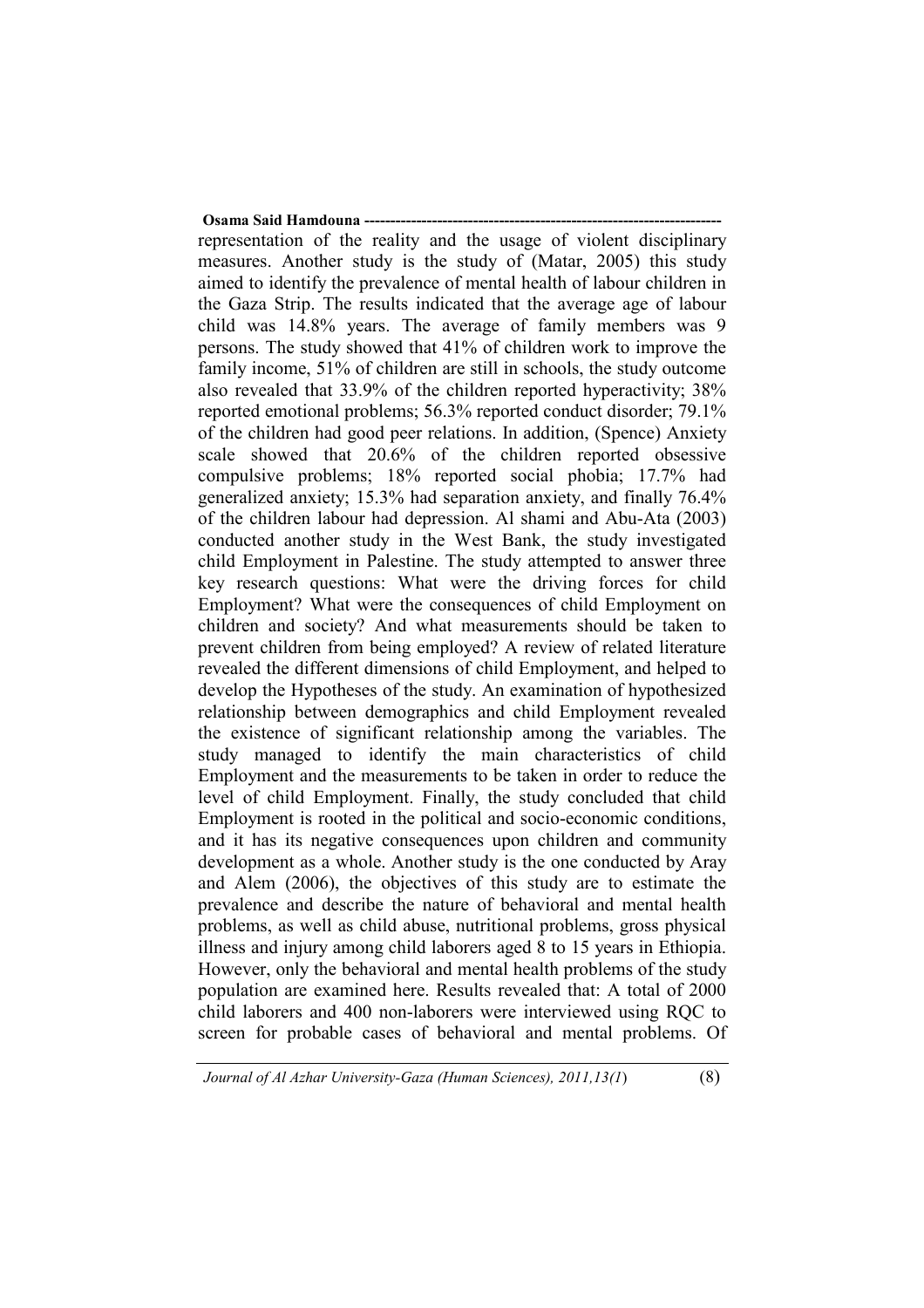representation of the reality and the usage of violent disciplinary measures. Another study is the study of (Matar, 2005) this study aimed to identify the prevalence of mental health of labour children in the Gaza Strip. The results indicated that the average age of labour child was 14.8% years. The average of family members was 9 persons. The study showed that 41% of children work to improve the family income, 51% of children are still in schools, the study outcome also revealed that 33.9% of the children reported hyperactivity; 38% reported emotional problems; 56.3% reported conduct disorder; 79.1% of the children had good peer relations. In addition, (Spence) Anxiety scale showed that 20.6% of the children reported obsessive compulsive problems; 18% reported social phobia; 17.7% had generalized anxiety; 15.3% had separation anxiety, and finally 76.4% of the children labour had depression. Al shami and Abu-Ata (2003) conducted another study in the West Bank, the study investigated child Employment in Palestine. The study attempted to answer three key research questions: What were the driving forces for child Employment? What were the consequences of child Employment on children and society? And what measurements should be taken to prevent children from being employed? A review of related literature revealed the different dimensions of child Employment, and helped to develop the Hypotheses of the study. An examination of hypothesized relationship between demographics and child Employment revealed the existence of significant relationship among the variables. The study managed to identify the main characteristics of child Employment and the measurements to be taken in order to reduce the level of child Employment. Finally, the study concluded that child Employment is rooted in the political and socio-economic conditions, and it has its negative consequences upon children and community development as a whole. Another study is the one conducted by Aray and Alem (2006), the objectives of this study are to estimate the prevalence and describe the nature of behavioral and mental health problems, as well as child abuse, nutritional problems, gross physical illness and injury among child laborers aged 8 to 15 years in Ethiopia. However, only the behavioral and mental health problems of the study population are examined here. Results revealed that: A total of 2000 child laborers and 400 non-laborers were interviewed using RQC to screen for probable cases of behavioral and mental problems. Of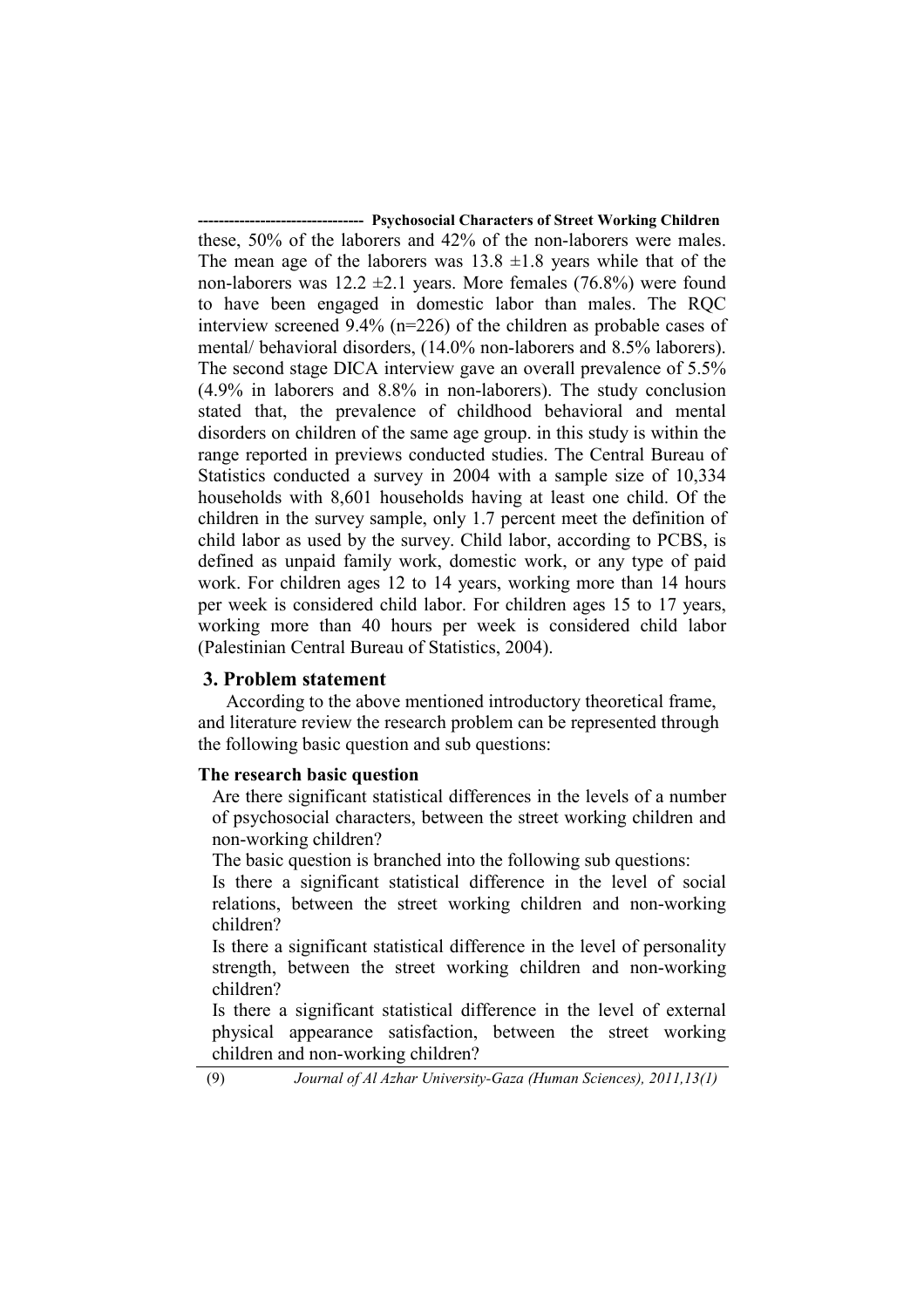these, 50% of the laborers and 42% of the non-laborers were males. The mean age of the laborers was 13.8 ±1.8 years while that of the non-laborers was 12.2 ±2.1 years. More females (76.8%) were found to have been engaged in domestic labor than males. The RQC interview screened 9.4% (n=226) of the children as probable cases of mental/ behavioral disorders, (14.0% non-laborers and 8.5% laborers). The second stage DICA interview gave an overall prevalence of 5.5% (4.9% in laborers and 8.8% in non-laborers). The study conclusion stated that, the prevalence of childhood behavioral and mental disorders on children of the same age group. in this study is within the range reported in previews conducted studies. The Central Bureau of Statistics conducted a survey in 2004 with a sample size of 10,334 households with 8,601 households having at least one child. Of the children in the survey sample, only 1.7 percent meet the definition of child labor as used by the survey. Child labor, according to PCBS, is defined as unpaid family work, domestic work, or any type of paid work. For children ages 12 to 14 years, working more than 14 hours per week is considered child labor. For children ages 15 to 17 years, working more than 40 hours per week is considered child labor (Palestinian Central Bureau of Statistics, 2004).

## 3. Problem statement

According to the above mentioned introductory theoretical frame, and literature review the research problem can be represented through the following basic question and sub questions:

**The research basic question**

Are there significant statistical differences in the levels of a number of psychosocial characters, between the street working children and non-working children?

The basic question is branched into the following sub questions:

Is there a significant statistical difference in the level of social relations, between the street working children and non-working children?

Is there a significant statistical difference in the level of personality strength, between the street working children and non-working children?

Is there a significant statistical difference in the level of external physical appearance satisfaction, between the street working children and non-working children?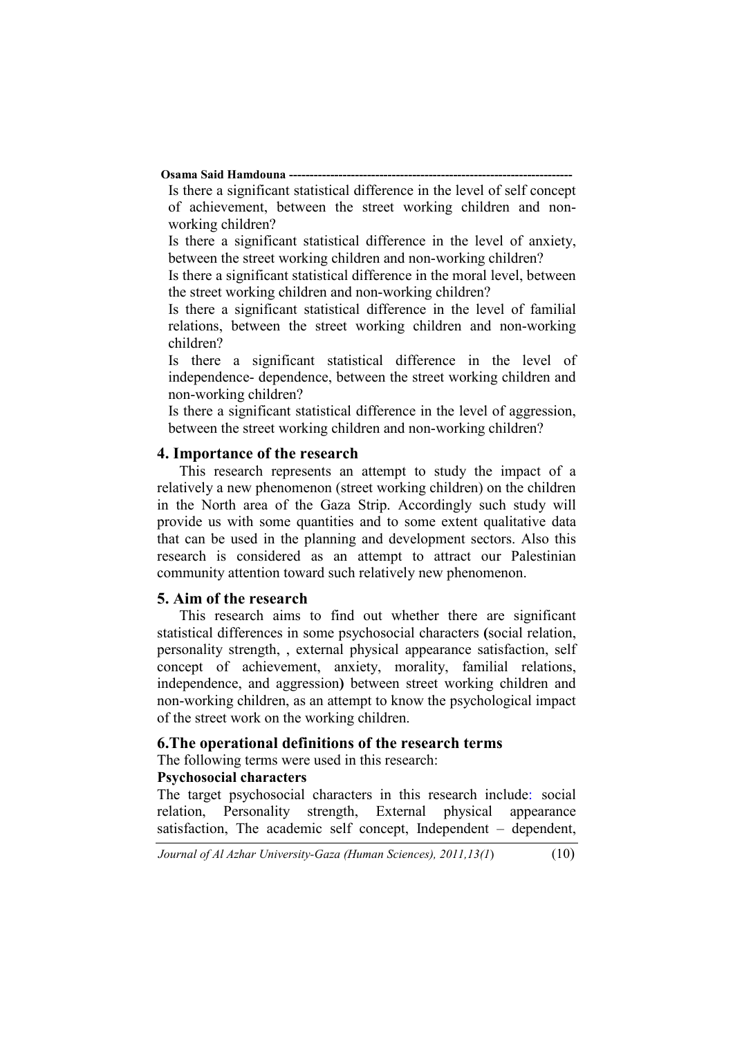Is there a significant statistical difference in the level of self concept of achievement, between the street working children and non-working children?

Is there a significant statistical difference in the level of anxiety, between the street working children and non-working children?

Is there a significant statistical difference in the moral level, between the street working children and non-working children?

Is there a significant statistical difference in the level of familial relations, between the street working children and non-working children?

Is there a significant statistical difference in the level of independence- dependence, between the street working children and non-working children?

Is there a significant statistical difference in the level of aggression, between the street working children and non-working children?

## 4. Importance of the research

This research represents an attempt to study the impact of a relatively a new phenomenon (street working children) on the children in the North area of the Gaza Strip. Accordingly such study will provide us with some quantities and to some extent qualitative data that can be used in the planning and development sectors. Also this research is considered as an attempt to attract our Palestinian community attention toward such relatively new phenomenon.

## 5. Aim of the research

This research aims to find out whether there are significant statistical differences in some psychosocial characters **(**social relation, personality strength, , external physical appearance satisfaction, self concept of achievement, anxiety, morality, familial relations, independence, and aggression**)** between street working children and non-working children, as an attempt to know the psychological impact of the street work on the working children.

## 6.The operational definitions of the research terms

The following terms were used in this research:

**Psychosocial characters**

The target psychosocial characters in this research include: social relation, Personality strength, External physical appearance satisfaction, The academic self concept, Independent – dependent,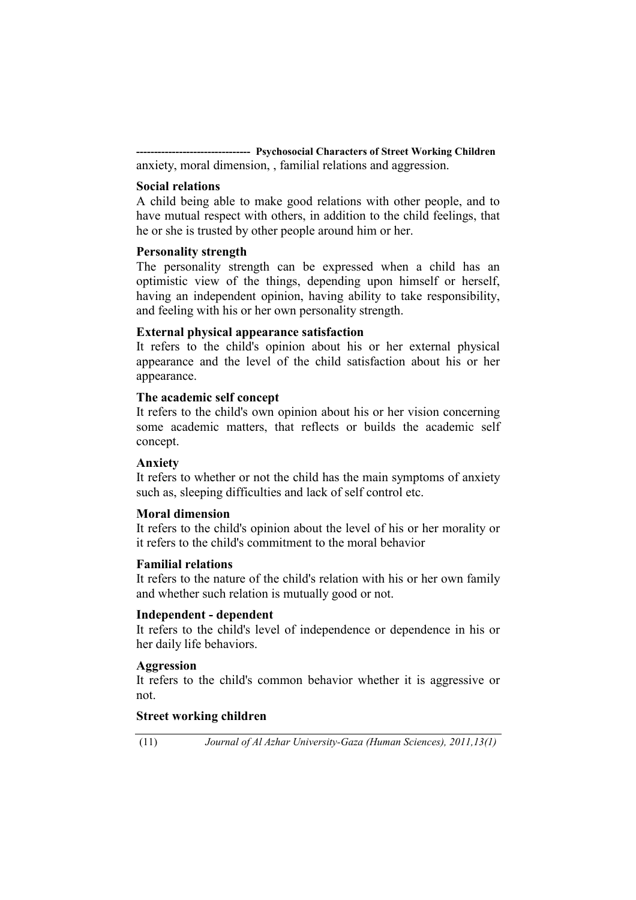anxiety, moral dimension, , familial relations and aggression.

### Social relations

A child being able to make good relations with other people, and to have mutual respect with others, in addition to the child feelings, that he or she is trusted by other people around him or her.

### Personality strength

The personality strength can be expressed when a child has an optimistic view of the things, depending upon himself or herself, having an independent opinion, having ability to take responsibility, and feeling with his or her own personality strength.

### External physical appearance satisfaction

It refers to the child's opinion about his or her external physical appearance and the level of the child satisfaction about his or her appearance.

### The academic self concept

It refers to the child's own opinion about his or her vision concerning some academic matters, that reflects or builds the academic self concept.

### Anxiety

It refers to whether or not the child has the main symptoms of anxiety such as, sleeping difficulties and lack of self control etc.

### Moral dimension

It refers to the child's opinion about the level of his or her morality or it refers to the child's commitment to the moral behavior

### Familial relations

It refers to the nature of the child's relation with his or her own family and whether such relation is mutually good or not.

### Independent - dependent

It refers to the child's level of independence or dependence in his or her daily life behaviors.

### Aggression

It refers to the child's common behavior whether it is aggressive or not.

### Street working children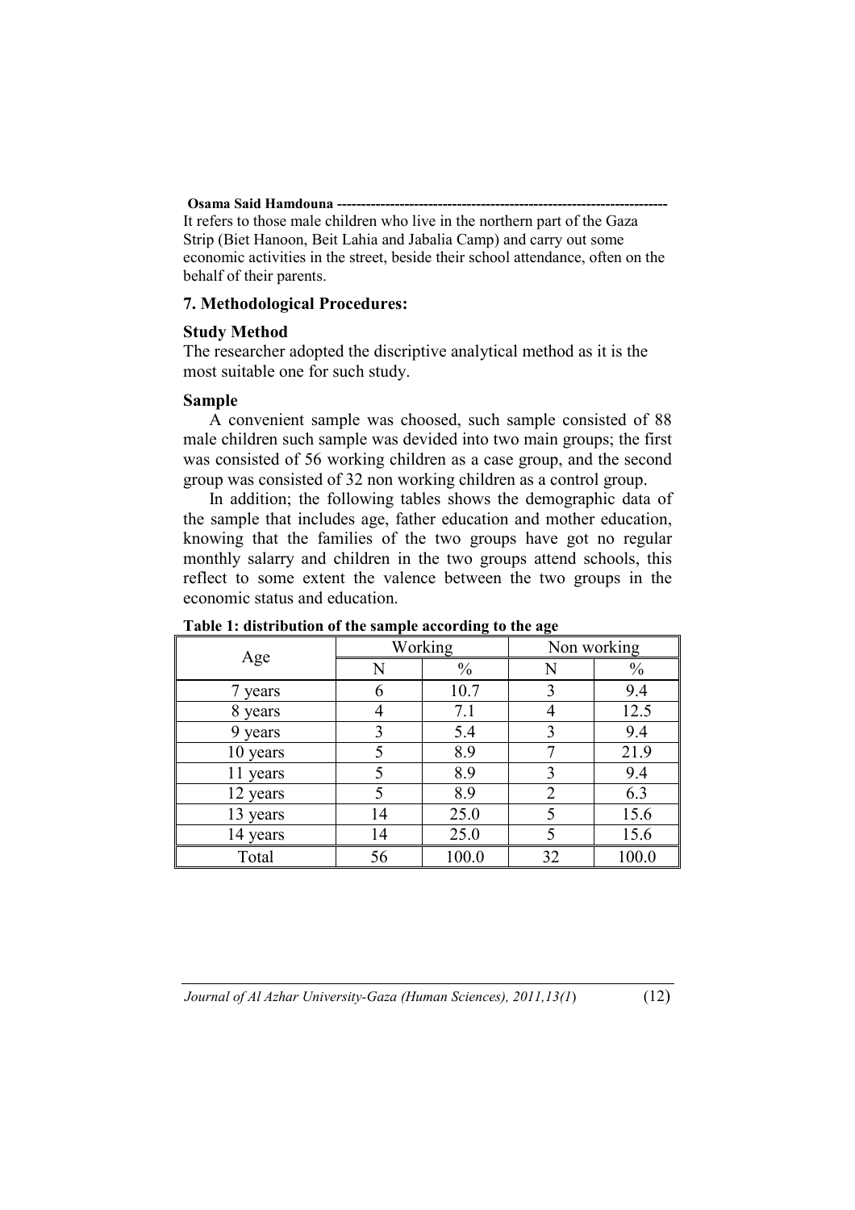It refers to those male children who live in the northern part of the Gaza Strip (Biet Hanoon, Beit Lahia and Jabalia Camp) and carry out some economic activities in the street, beside their school attendance, often on the behalf of their parents.

## 7. Methodological Procedures:

### Study Method

The researcher adopted the discriptive analytical method as it is the most suitable one for such study.

### Sample

A convenient sample was choosed, such sample consisted of 88 male children such sample was devided into two main groups; the first was consisted of 56 working children as a case group, and the second group was consisted of 32 non working children as a control group.

In addition; the following tables shows the demographic data of the sample that includes age, father education and mother education, knowing that the families of the two groups have got no regular monthly salarry and children in the two groups attend schools, this reflect to some extent the valence between the two groups in the economic status and education.

**Table 1: distribution of the sample according to the age**

| Age | Working | | Non working | |
|---|---|---|---|---|
| | N | % | N | % |
| 7 years | 6 | 10.7 | 3 | 9.4 |
| 8 years | 4 | 7.1 | 4 | 12.5 |
| 9 years | 3 | 5.4 | 3 | 9.4 |
| 10 years | 5 | 8.9 | 7 | 21.9 |
| 11 years | 5 | 8.9 | 3 | 9.4 |
| 12 years | 5 | 8.9 | 2 | 6.3 |
| 13 years | 14 | 25.0 | 5 | 15.6 |
| 14 years | 14 | 25.0 | 5 | 15.6 |
| Total | 56 | 100.0 | 32 | 100.0 |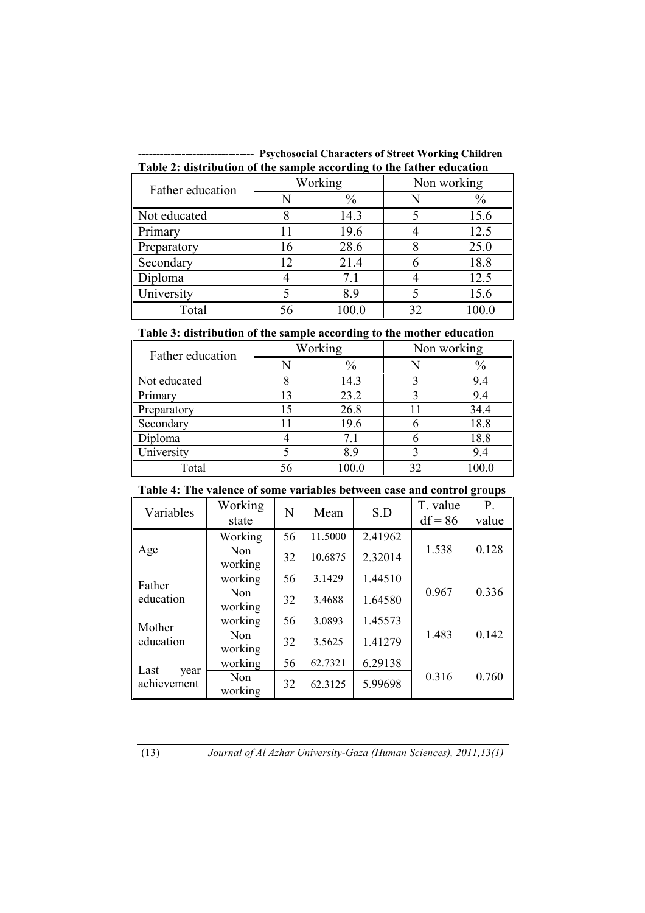**Table 2: distribution of the sample according to the father education**

| Father education | Working | | Non working | |
|---|---|---|---|---|
| | N | % | N | % |
| Not educated | 8 | 14.3 | 5 | 15.6 |
| Primary | 11 | 19.6 | 4 | 12.5 |
| Preparatory | 16 | 28.6 | 8 | 25.0 |
| Secondary | 12 | 21.4 | 6 | 18.8 |
| Diploma | 4 | 7.1 | 4 | 12.5 |
| University | 5 | 8.9 | 5 | 15.6 |
| Total | 56 | 100.0 | 32 | 100.0 |

**Table 3: distribution of the sample according to the mother education**

| Father education | Working | | Non working | |
|---|---|---|---|---|
| | N | % | N | % |
| Not educated | 8 | 14.3 | 3 | 9.4 |
| Primary | 13 | 23.2 | 3 | 9.4 |
| Preparatory | 15 | 26.8 | 11 | 34.4 |
| Secondary | 11 | 19.6 | 6 | 18.8 |
| Diploma | 4 | 7.1 | 6 | 18.8 |
| University | 5 | 8.9 | 3 | 9.4 |
| Total | 56 | 100.0 | 32 | 100.0 |

**Table 4: The valence of some variables between case and control groups**

| Variables | Working state | N | Mean | S.D | T. value df = 86 | P. value |
|---|---|---|---|---|---|---|
| Age | Working | 56 | 11.5000 | 2.41962 | 1.538 | 0.128 |
| | Non working | 32 | 10.6875 | 2.32014 | | |
| Father education | working | 56 | 3.1429 | 1.44510 | 0.967 | 0.336 |
| | Non working | 32 | 3.4688 | 1.64580 | | |
| Mother education | working | 56 | 3.0893 | 1.45573 | 1.483 | 0.142 |
| | Non working | 32 | 3.5625 | 1.41279 | | |
| Last year achievement | working | 56 | 62.7321 | 6.29138 | 0.316 | 0.760 |
| | Non working | 32 | 62.3125 | 5.99698 | | |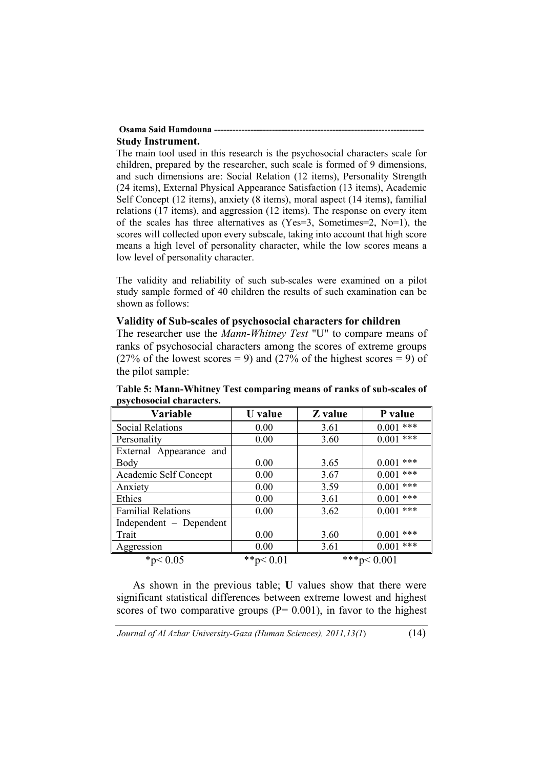**Study Instrument.**

The main tool used in this research is the psychosocial characters scale for children, prepared by the researcher, such scale is formed of 9 dimensions, and such dimensions are: Social Relation (12 items), Personality Strength (24 items), External Physical Appearance Satisfaction (13 items), Academic Self Concept (12 items), anxiety (8 items), moral aspect (14 items), familial relations (17 items), and aggression (12 items). The response on every item of the scales has three alternatives as (Yes=3, Sometimes=2, No=1), the scores will collected upon every subscale, taking into account that high score means a high level of personality character, while the low scores means a low level of personality character.

The validity and reliability of such sub-scales were examined on a pilot study sample formed of 40 children the results of such examination can be shown as follows:

### Validity of Sub-scales of psychosocial characters for children

The researcher use the *Mann-Whitney Test* "U" to compare means of ranks of psychosocial characters among the scores of extreme groups (27% of the lowest scores = 9) and (27% of the highest scores = 9) of the pilot sample:

**Table 5: Mann-Whitney Test comparing means of ranks of sub-scales of psychosocial characters.**

| Variable | U value | Z value | P value |
|---|---|---|---|
| Social Relations | 0.00 | 3.61 | 0.001 *** |
| Personality | 0.00 | 3.60 | 0.001 *** |
| External Appearance and Body | 0.00 | 3.65 | 0.001 *** |
| Academic Self Concept | 0.00 | 3.67 | 0.001 *** |
| Anxiety | 0.00 | 3.59 | 0.001 *** |
| Ethics | 0.00 | 3.61 | 0.001 *** |
| Familial Relations | 0.00 | 3.62 | 0.001 *** |
| Independent – Dependent Trait | 0.00 | 3.60 | 0.001 *** |
| Aggression | 0.00 | 3.61 | 0.001 *** |

*$p < 0.05$ **$p < 0.01$ ***$p < 0.001$

As shown in the previous table; **U** values show that there were significant statistical differences between extreme lowest and highest scores of two comparative groups ($P = 0.001$), in favor to the highest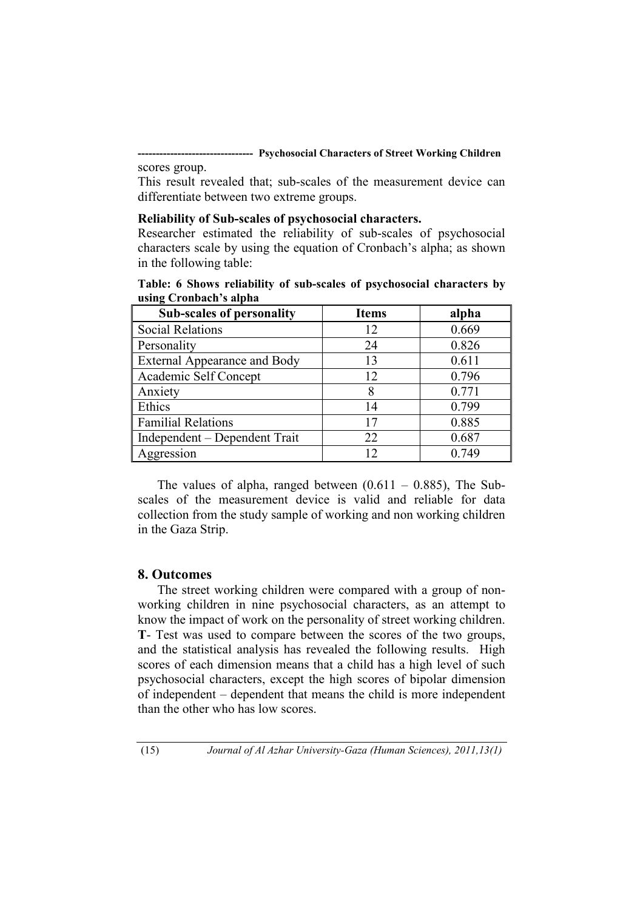scores group.

This result revealed that; sub-scales of the measurement device can differentiate between two extreme groups.

**Reliability of Sub-scales of psychosocial characters.**

Researcher estimated the reliability of sub-scales of psychosocial characters scale by using the equation of Cronbach's alpha; as shown in the following table:

**Table: 6 Shows reliability of sub-scales of psychosocial characters by using Cronbach's alpha**

| Sub-scales of personality | Items | alpha |
|---|---|---|
| Social Relations | 12 | 0.669 |
| Personality | 24 | 0.826 |
| External Appearance and Body | 13 | 0.611 |
| Academic Self Concept | 12 | 0.796 |
| Anxiety | 8 | 0.771 |
| Ethics | 14 | 0.799 |
| Familial Relations | 17 | 0.885 |
| Independent – Dependent Trait | 22 | 0.687 |
| Aggression | 12 | 0.749 |

The values of alpha, ranged between (0.611 – 0.885), The Sub-scales of the measurement device is valid and reliable for data collection from the study sample of working and non working children in the Gaza Strip.

## 8. Outcomes

The street working children were compared with a group of non-working children in nine psychosocial characters, as an attempt to know the impact of work on the personality of street working children. **T**- Test was used to compare between the scores of the two groups, and the statistical analysis has revealed the following results. High scores of each dimension means that a child has a high level of such psychosocial characters, except the high scores of bipolar dimension of independent – dependent that means the child is more independent than the other who has low scores.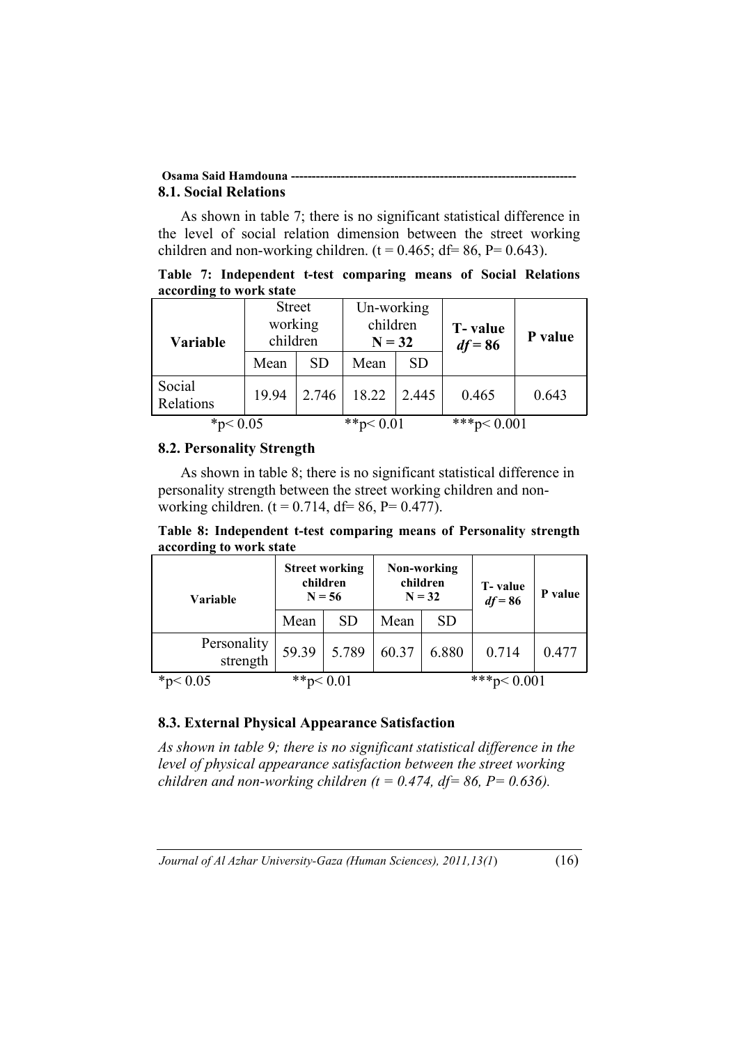### 8.1. Social Relations

As shown in table 7; there is no significant statistical difference in the level of social relation dimension between the street working children and non-working children. (t = 0.465; df= 86, P= 0.643).

**Table 7: Independent t-test comparing means of Social Relations according to work state**

| Variable | Street working children | | Un-working children N = 32 | | T- value *df* = 86 | P value |
|---|---|---|---|---|---|---|
| | Mean | SD | Mean | SD | | |
| Social Relations | 19.94 | 2.746 | 18.22 | 2.445 | 0.465 | 0.643 |

*p< 0.05 **p< 0.01 ***p< 0.001

### 8.2. Personality Strength

As shown in table 8; there is no significant statistical difference in personality strength between the street working children and non-working children. (t = 0.714, df= 86, P= 0.477).

**Table 8: Independent t-test comparing means of Personality strength according to work state**

| Variable | Street working children N = 56 | | Non-working children N = 32 | | T- value *df* = 86 | P value |
|---|---|---|---|---|---|---|
| | Mean | SD | Mean | SD | | |
| Personality strength | 59.39 | 5.789 | 60.37 | 6.880 | 0.714 | 0.477 |

*p< 0.05 **p< 0.01 ***p< 0.001

### 8.3. External Physical Appearance Satisfaction

*As shown in table 9; there is no significant statistical difference in the level of physical appearance satisfaction between the street working children and non-working children (t = 0.474, df= 86, P= 0.636).*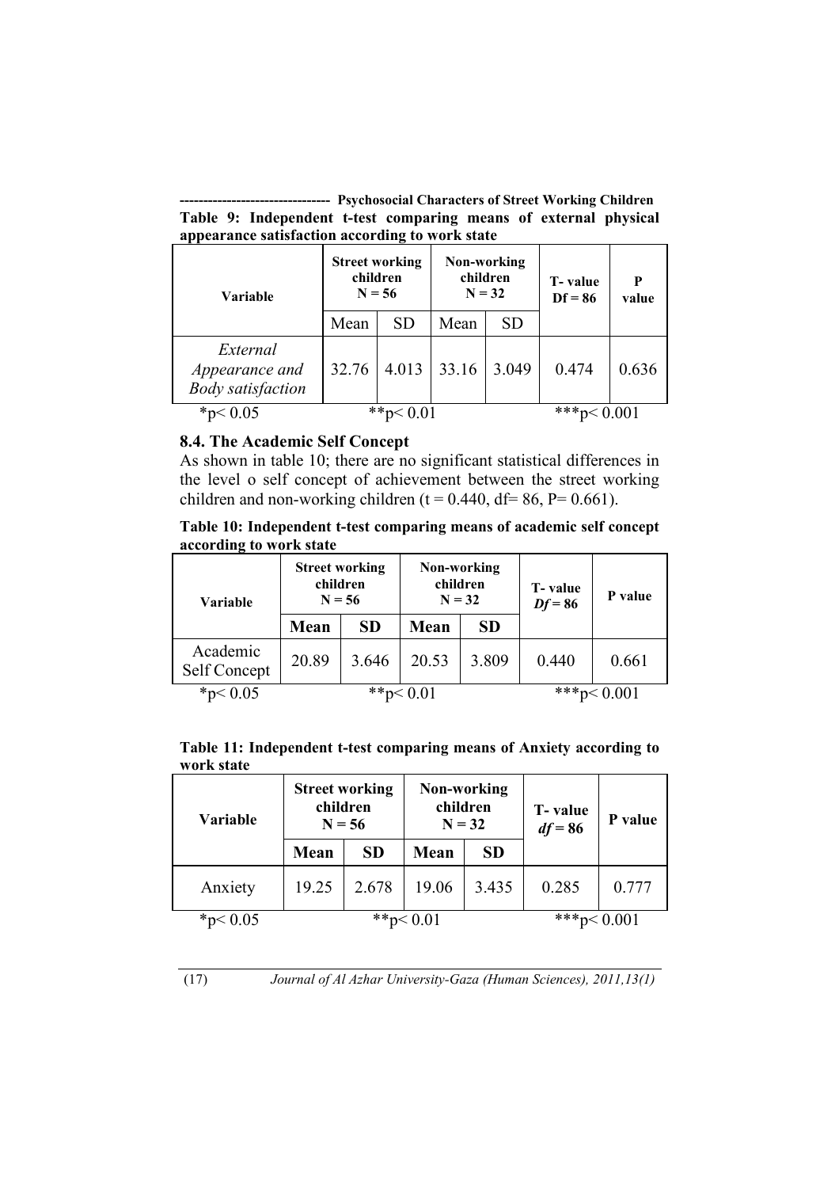**Table 9: Independent t-test comparing means of external physical appearance satisfaction according to work state**

| Variable | Street working children N = 56 | | Non-working children N = 32 | | T- value Df = 86 | P value |
|---|---|---|---|---|---|---|
| | Mean | SD | Mean | SD | | |
| *External Appearance and Body satisfaction* | 32.76 | 4.013 | 33.16 | 3.049 | 0.474 | 0.636 |

*p< 0.05 **p< 0.01 ***p< 0.001

### 8.4. The Academic Self Concept

As shown in table 10; there are no significant statistical differences in the level o self concept of achievement between the street working children and non-working children (t = 0.440, df= 86, P= 0.661).

**Table 10: Independent t-test comparing means of academic self concept according to work state**

| Variable | Street working children N = 56 | | Non-working children N = 32 | | T- value *Df* = 86 | P value |
|---|---|---|---|---|---|---|
| | **Mean** | **SD** | **Mean** | **SD** | | |
| Academic Self Concept | 20.89 | 3.646 | 20.53 | 3.809 | 0.440 | 0.661 |

*p< 0.05 **p< 0.01 ***p< 0.001

**Table 11: Independent t-test comparing means of Anxiety according to work state**

| Variable | Street working children N = 56 | | Non-working children N = 32 | | T- value *df* = 86 | P value |
|---|---|---|---|---|---|---|
| | **Mean** | **SD** | **Mean** | **SD** | | |
| Anxiety | 19.25 | 2.678 | 19.06 | 3.435 | 0.285 | 0.777 |

*p< 0.05 **p< 0.01 ***p< 0.001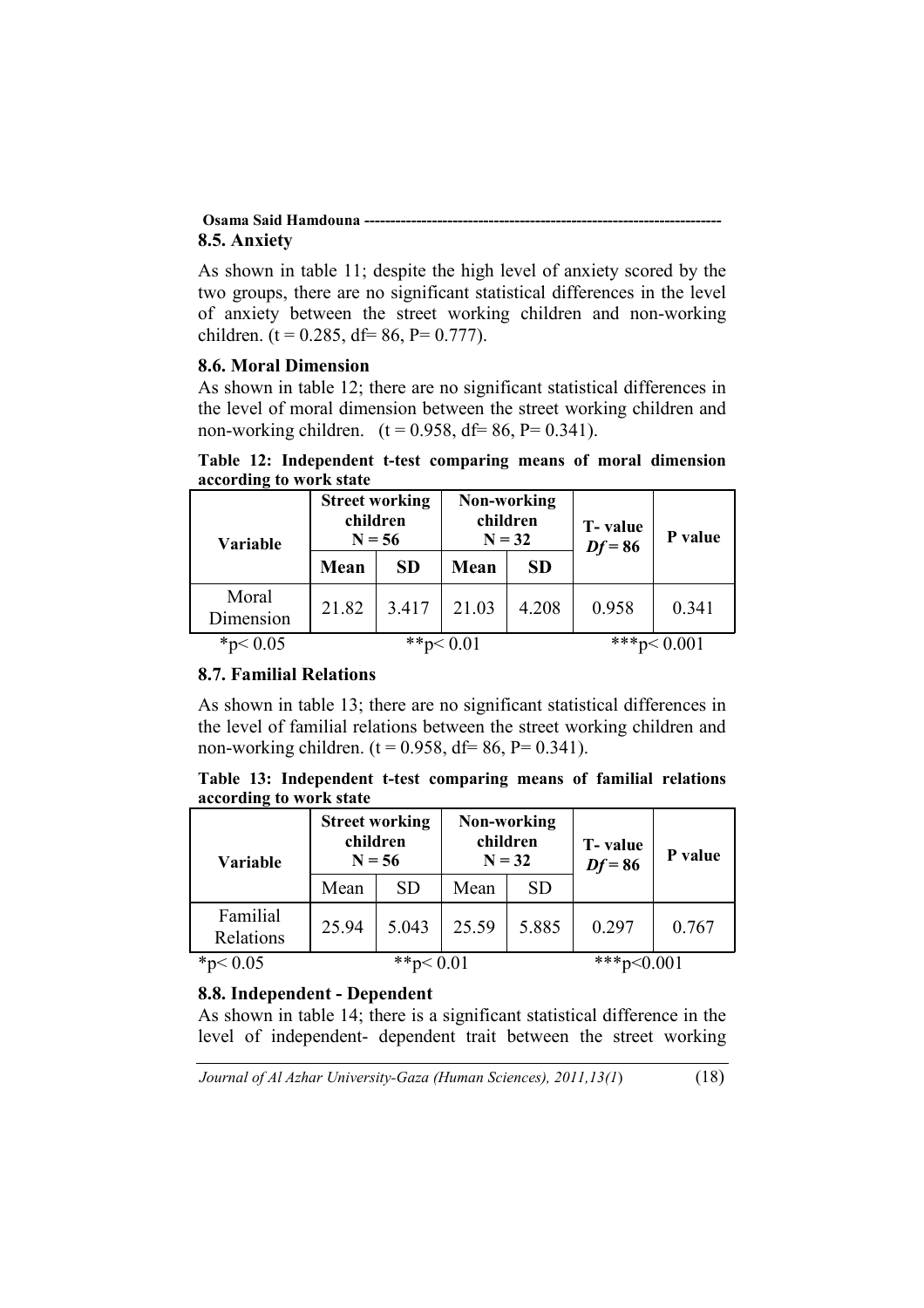## 8.5. Anxiety

As shown in table 11; despite the high level of anxiety scored by the two groups, there are no significant statistical differences in the level of anxiety between the street working children and non-working children. ($t = 0.285$, $df = 86$, $P = 0.777$).

## 8.6. Moral Dimension

As shown in table 12; there are no significant statistical differences in the level of moral dimension between the street working children and non-working children. ($t = 0.958$, $df = 86$, $P = 0.341$).

**Table 12: Independent t-test comparing means of moral dimension according to work state**

| Variable | Street working children N = 56 | | Non-working children N = 32 | | T- value $Df = 86$ | P value |
|---|---|---|---|---|---|---|
| | **Mean** | **SD** | **Mean** | **SD** | | |
| Moral Dimension | 21.82 | 3.417 | 21.03 | 4.208 | 0.958 | 0.341 |

*p< 0.05 **p< 0.01 ***p< 0.001

## 8.7. Familial Relations

As shown in table 13; there are no significant statistical differences in the level of familial relations between the street working children and non-working children. ($t = 0.958$, $df = 86$, $P = 0.341$).

**Table 13: Independent t-test comparing means of familial relations according to work state**

| Variable | Street working children N = 56 | | Non-working children N = 32 | | T- value $Df = 86$ | P value |
|---|---|---|---|---|---|---|
| | Mean | SD | Mean | SD | | |
| Familial Relations | 25.94 | 5.043 | 25.59 | 5.885 | 0.297 | 0.767 |

*p< 0.05 **p< 0.01 ***p<0.001

## 8.8. Independent - Dependent

As shown in table 14; there is a significant statistical difference in the level of independent- dependent trait between the street working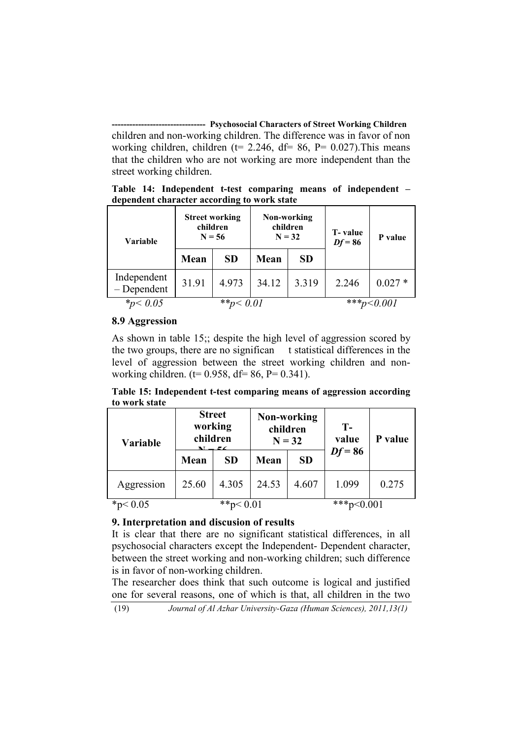children and non-working children. The difference was in favor of non working children, children ($t = 2.246$, $df = 86$, $P = 0.027$).This means that the children who are not working are more independent than the street working children.

**Table 14: Independent t-test comparing means of independent – dependent character according to work state**

| Variable | Street working children N = 56 | | Non-working children N = 32 | | T- value $Df = 86$ | P value |
|---|---|---|---|---|---|---|
| | Mean | SD | Mean | SD | | |
| Independent – Dependent | 31.91 | 4.973 | 34.12 | 3.319 | 2.246 | 0.027 * |

*$p < 0.05$ **$p < 0.01$ ***$p < 0.001$

### 8.9 Aggression

As shown in table 15;; despite the high level of aggression scored by the two groups, there are no significan t statistical differences in the level of aggression between the street working children and non-working children. ($t = 0.958$, $df = 86$, $P = 0.341$).

**Table 15: Independent t-test comparing means of aggression according to work state**

| Variable | Street working children N = 56 | | Non-working children N = 32 | | T- value $Df = 86$ | P value |
|---|---|---|---|---|---|---|
| | Mean | SD | Mean | SD | | |
| Aggression | 25.60 | 4.305 | 24.53 | 4.607 | 1.099 | 0.275 |

*$p < 0.05$ **$p < 0.01$ ***$p < 0.001$

## 9. Interpretation and discusion of results

It is clear that there are no significant statistical differences, in all psychosocial characters except the Independent- Dependent character, between the street working and non-working children; such difference is in favor of non-working children.

The researcher does think that such outcome is logical and justified one for several reasons, one of which is that, all children in the two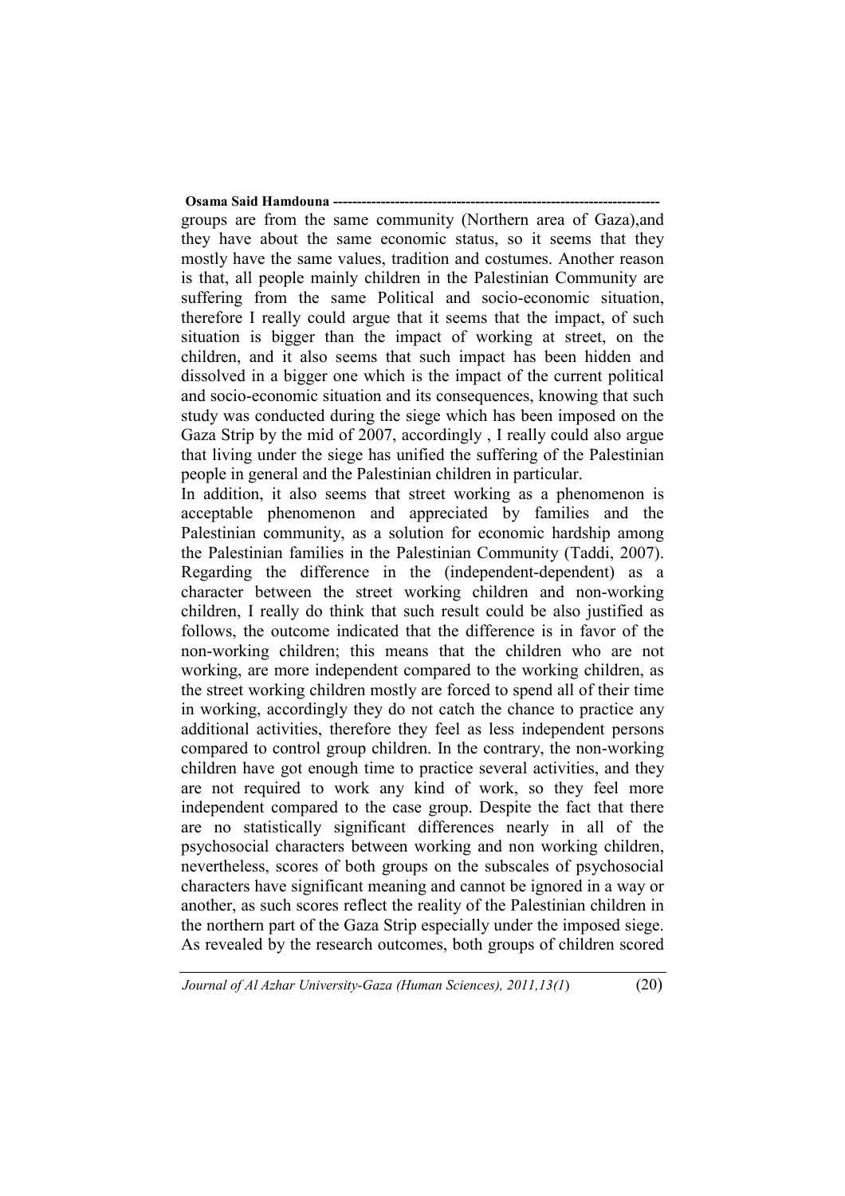groups are from the same community (Northern area of Gaza),and they have about the same economic status, so it seems that they mostly have the same values, tradition and costumes. Another reason is that, all people mainly children in the Palestinian Community are suffering from the same Political and socio-economic situation, therefore I really could argue that it seems that the impact, of such situation is bigger than the impact of working at street, on the children, and it also seems that such impact has been hidden and dissolved in a bigger one which is the impact of the current political and socio-economic situation and its consequences, knowing that such study was conducted during the siege which has been imposed on the Gaza Strip by the mid of 2007, accordingly , I really could also argue that living under the siege has unified the suffering of the Palestinian people in general and the Palestinian children in particular.

In addition, it also seems that street working as a phenomenon is acceptable phenomenon and appreciated by families and the Palestinian community, as a solution for economic hardship among the Palestinian families in the Palestinian Community (Taddi, 2007). Regarding the difference in the (independent-dependent) as a character between the street working children and non-working children, I really do think that such result could be also justified as follows, the outcome indicated that the difference is in favor of the non-working children; this means that the children who are not working, are more independent compared to the working children, as the street working children mostly are forced to spend all of their time in working, accordingly they do not catch the chance to practice any additional activities, therefore they feel as less independent persons compared to control group children. In the contrary, the non-working children have got enough time to practice several activities, and they are not required to work any kind of work, so they feel more independent compared to the case group. Despite the fact that there are no statistically significant differences nearly in all of the psychosocial characters between working and non working children, nevertheless, scores of both groups on the subscales of psychosocial characters have significant meaning and cannot be ignored in a way or another, as such scores reflect the reality of the Palestinian children in the northern part of the Gaza Strip especially under the imposed siege. As revealed by the research outcomes, both groups of children scored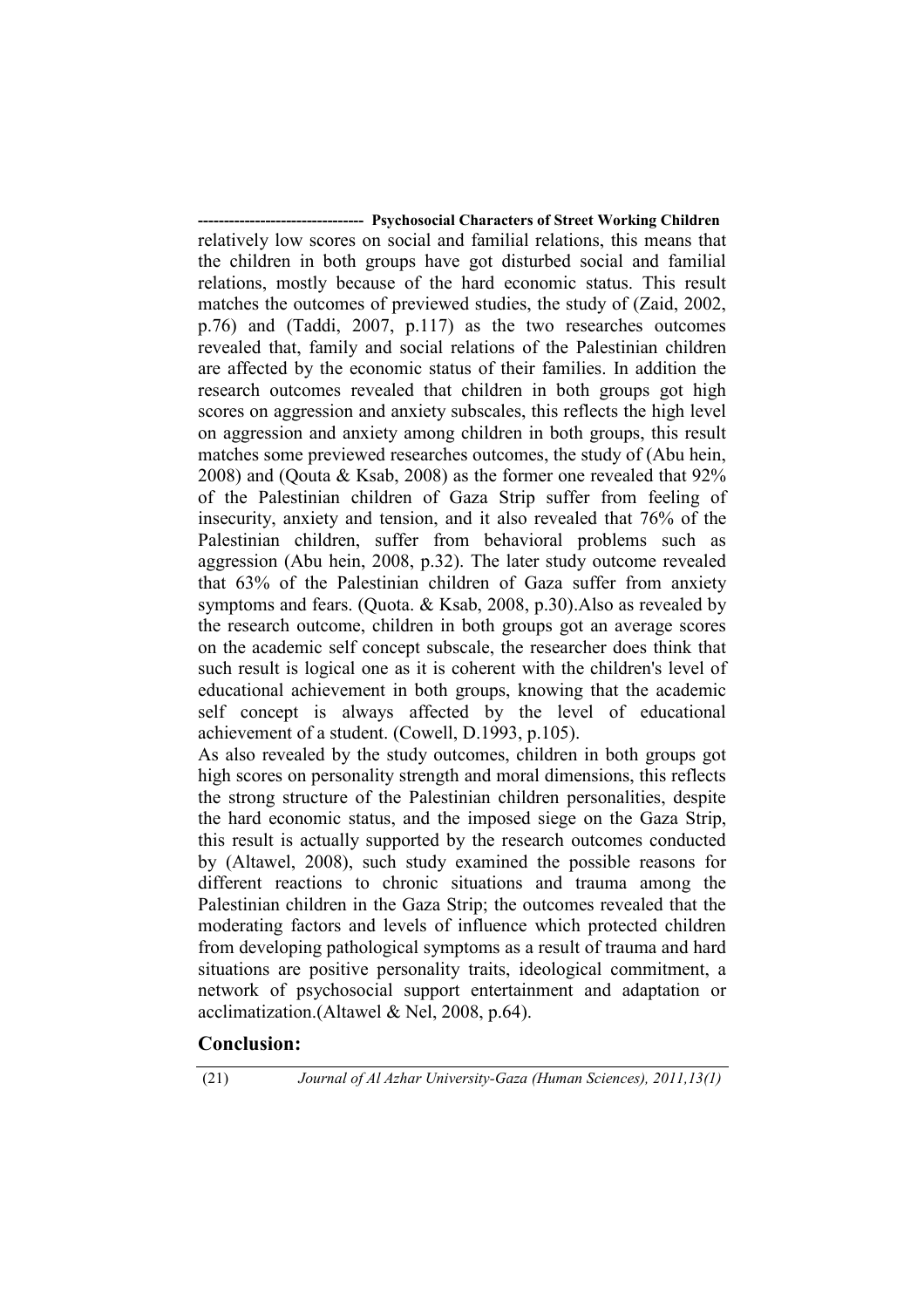relatively low scores on social and familial relations, this means that the children in both groups have got disturbed social and familial relations, mostly because of the hard economic status. This result matches the outcomes of previewed studies, the study of (Zaid, 2002, p.76) and (Taddi, 2007, p.117) as the two researches outcomes revealed that, family and social relations of the Palestinian children are affected by the economic status of their families. In addition the research outcomes revealed that children in both groups got high scores on aggression and anxiety subscales, this reflects the high level on aggression and anxiety among children in both groups, this result matches some previewed researches outcomes, the study of (Abu hein, 2008) and (Qouta & Ksab, 2008) as the former one revealed that 92% of the Palestinian children of Gaza Strip suffer from feeling of insecurity, anxiety and tension, and it also revealed that 76% of the Palestinian children, suffer from behavioral problems such as aggression (Abu hein, 2008, p.32). The later study outcome revealed that 63% of the Palestinian children of Gaza suffer from anxiety symptoms and fears. (Quota. & Ksab, 2008, p.30).Also as revealed by the research outcome, children in both groups got an average scores on the academic self concept subscale, the researcher does think that such result is logical one as it is coherent with the children's level of educational achievement in both groups, knowing that the academic self concept is always affected by the level of educational achievement of a student. (Cowell, D.1993, p.105).

As also revealed by the study outcomes, children in both groups got high scores on personality strength and moral dimensions, this reflects the strong structure of the Palestinian children personalities, despite the hard economic status, and the imposed siege on the Gaza Strip, this result is actually supported by the research outcomes conducted by (Altawel, 2008), such study examined the possible reasons for different reactions to chronic situations and trauma among the Palestinian children in the Gaza Strip; the outcomes revealed that the moderating factors and levels of influence which protected children from developing pathological symptoms as a result of trauma and hard situations are positive personality traits, ideological commitment, a network of psychosocial support entertainment and adaptation or acclimatization.(Altawel & Nel, 2008, p.64).

## Conclusion: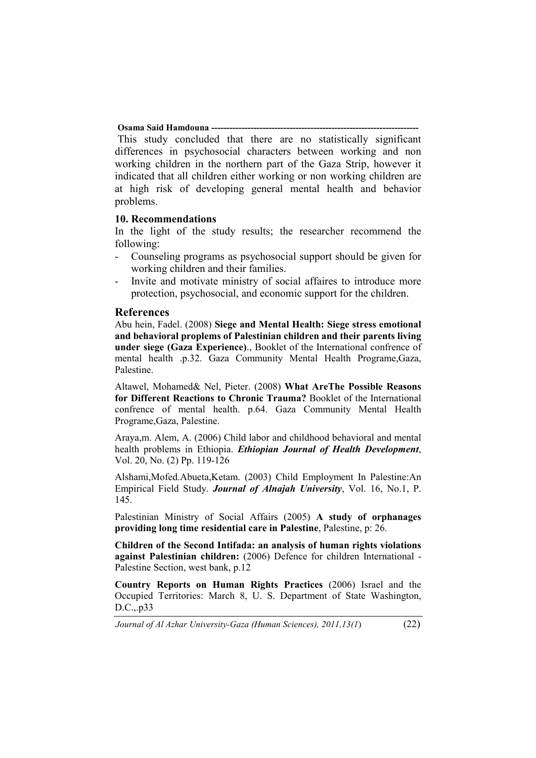This study concluded that there are no statistically significant differences in psychosocial characters between working and non working children in the northern part of the Gaza Strip, however it indicated that all children either working or non working children are at high risk of developing general mental health and behavior problems.

## 10. Recommendations

In the light of the study results; the researcher recommend the following:

- Counseling programs as psychosocial support should be given for working children and their families.
- Invite and motivate ministry of social affaires to introduce more protection, psychosocial, and economic support for the children.

## References

Abu hein, Fadel. (2008) **Siege and Mental Health: Siege stress emotional and behavioral proplems of Palestinian children and their parents living under siege (Gaza Experience)**., Booklet of the International confrence of mental health .p.32. Gaza Community Mental Health Programe,Gaza, Palestine.

Altawel, Mohamed& Nel, Pieter. (2008) **What AreThe Possible Reasons for Different Reactions to Chronic Trauma?** Booklet of the International confrence of mental health. p.64. Gaza Community Mental Health Programe,Gaza, Palestine.

Araya,m. Alem, A. (2006) Child labor and childhood behavioral and mental health problems in Ethiopia. ***Ethiopian Journal of Health Development***, Vol. 20, No. (2) Pp. 119-126

Alshami,Mofed.Abueta,Ketam. (2003) Child Employment In Palestine:An Empirical Field Study. ***Journal of Alnajah University***, Vol. 16, No.1, P. 145.

Palestinian Ministry of Social Affairs (2005) **A study of orphanages providing long time residential care in Palestine**, Palestine, p: 26.

**Children of the Second Intifada: an analysis of human rights violations against Palestinian children:** (2006) Defence for children International - Palestine Section, west bank, p.12

**Country Reports on Human Rights Practices** (2006) Israel and the Occupied Territories: March 8, U. S. Department of State Washington, D.C.,.p33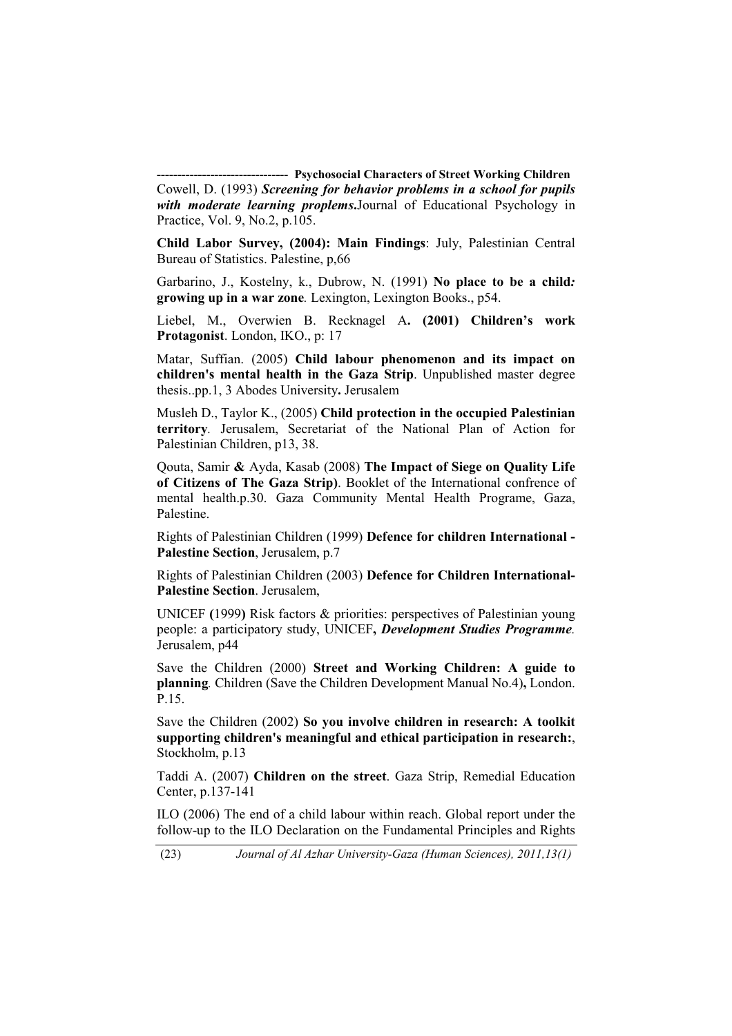Cowell, D. (1993) ***Screening for behavior problems in a school for pupils with moderate learning proplems*.**Journal of Educational Psychology in Practice, Vol. 9, No.2, p.105.

**Child Labor Survey, (2004): Main Findings**: July, Palestinian Central Bureau of Statistics. Palestine, p,66

Garbarino, J., Kostelny, k., Dubrow, N. (1991) **No place to be a child*:* growing up in a war zone***.* Lexington, Lexington Books., p54.

Liebel, M., Overwien B. Recknagel A**. (2001) Children's work Protagonist**. London, IKO., p: 17

Matar, Suffian. (2005) **Child labour phenomenon and its impact on children's mental health in the Gaza Strip**. Unpublished master degree thesis..pp.1, 3 Abodes University**.** Jerusalem

Musleh D., Taylor K., (2005) **Child protection in the occupied Palestinian territory***.* Jerusalem, Secretariat of the National Plan of Action for Palestinian Children, p13, 38.

Qouta, Samir **&** Ayda, Kasab (2008) **The Impact of Siege on Quality Life of Citizens of The Gaza Strip)**. Booklet of the International confrence of mental health.p.30. Gaza Community Mental Health Programe, Gaza, Palestine.

Rights of Palestinian Children (1999) **Defence for children International - Palestine Section**, Jerusalem, p.7

Rights of Palestinian Children (2003) **Defence for Children International-Palestine Section**. Jerusalem,

UNICEF **(**1999**)** Risk factors & priorities: perspectives of Palestinian young people: a participatory study, UNICEF**,** ***Development Studies Programme****.* Jerusalem, p44

Save the Children (2000) **Street and Working Children: A guide to planning***.* Children (Save the Children Development Manual No.4)**,** London. P.15.

Save the Children (2002) **So you involve children in research: A toolkit supporting children's meaningful and ethical participation in research:**, Stockholm, p.13

Taddi A. (2007) **Children on the street**. Gaza Strip, Remedial Education Center, p.137-141

ILO (2006) The end of a child labour within reach. Global report under the follow-up to the ILO Declaration on the Fundamental Principles and Rights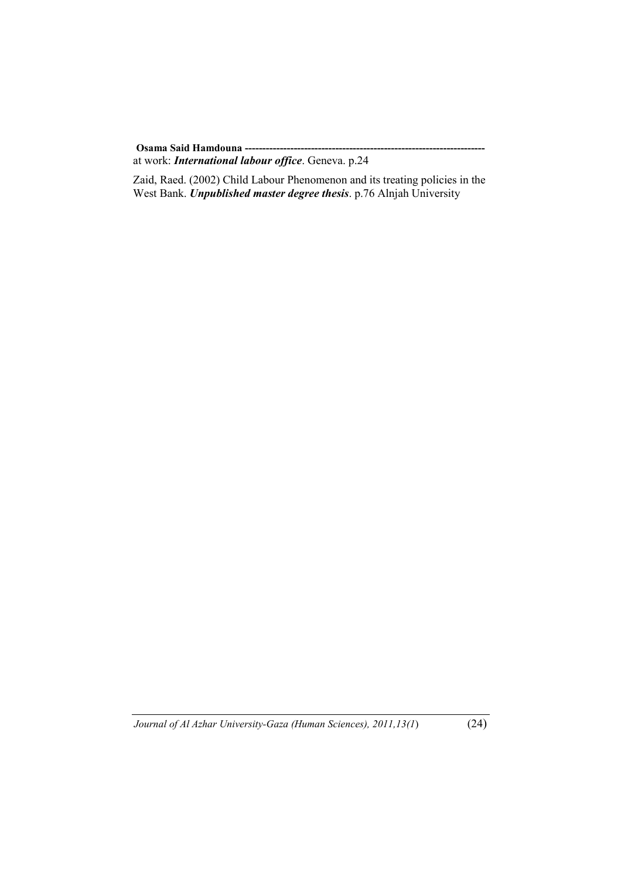at work: ***International labour office***. Geneva. p.24

Zaid, Raed. (2002) Child Labour Phenomenon and its treating policies in the West Bank. ***Unpublished master degree thesis***. p.76 Alnjah University